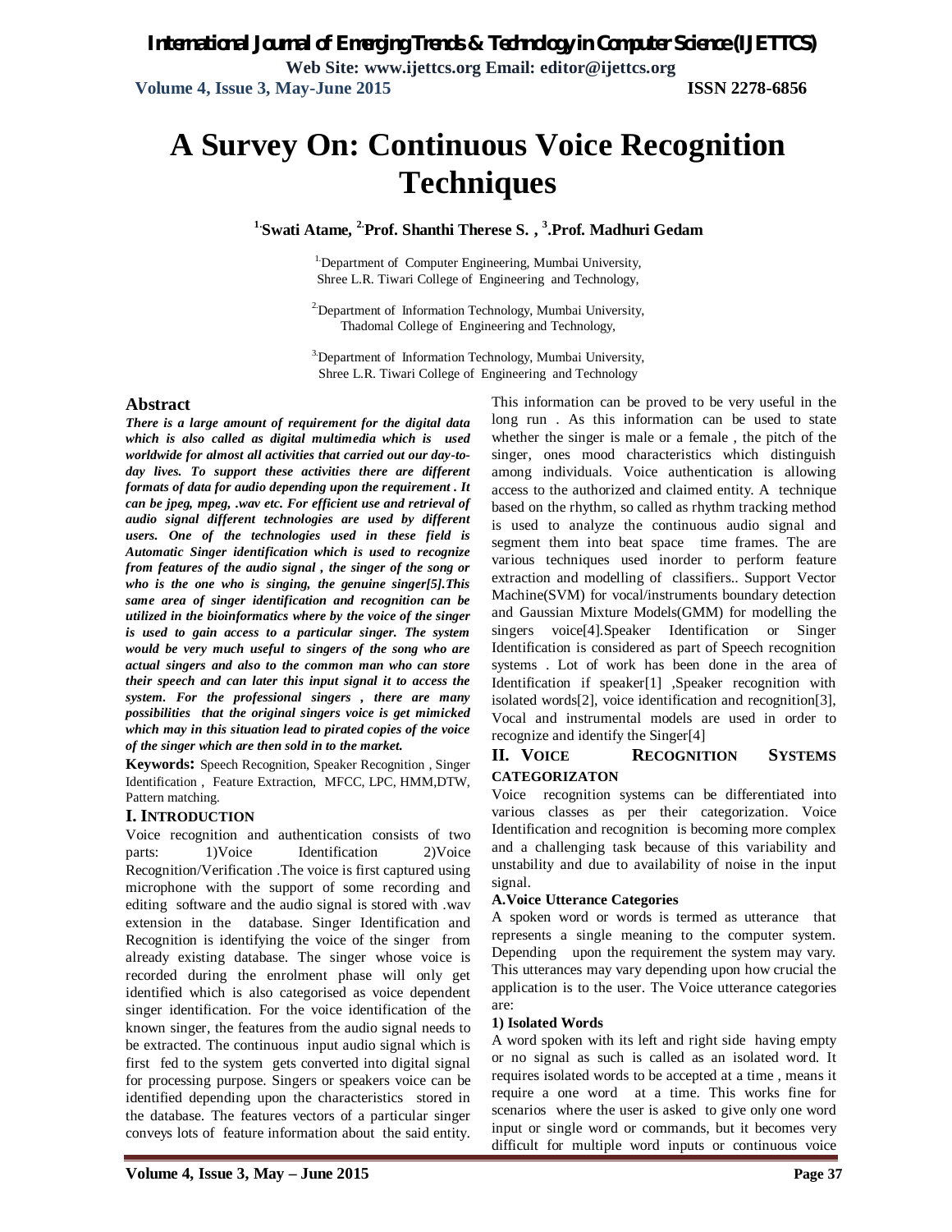# A Survey On: Continuous Voice Recognition Techniques

**1.Swati Atame, 2.Prof. Shanthi Therese S. , 3.Prof. Madhuri Gedam**

1.Department of Computer Engineering, Mumbai University, Shree L.R. Tiwari College of Engineering and Technology,

2.Department of Information Technology, Mumbai University, Thadomal College of Engineering and Technology,

3.Department of Information Technology, Mumbai University, Shree L.R. Tiwari College of Engineering and Technology

## Abstract

***There is a large amount of requirement for the digital data which is also called as digital multimedia which is used worldwide for almost all activities that carried out our day-to-day lives. To support these activities there are different formats of data for audio depending upon the requirement . It can be jpeg, mpeg, .wav etc. For efficient use and retrieval of audio signal different technologies are used by different users. One of the technologies used in these field is Automatic Singer identification which is used to recognize from features of the audio signal , the singer of the song or who is the one who is singing, the genuine singer[5].This same area of singer identification and recognition can be utilized in the bioinformatics where by the voice of the singer is used to gain access to a particular singer. The system would be very much useful to singers of the song who are actual singers and also to the common man who can store their speech and can later this input signal it to access the system. For the professional singers , there are many possibilities that the original singers voice is get mimicked which may in this situation lead to pirated copies of the voice of the singer which are then sold in to the market.***

**Keywords:** Speech Recognition, Speaker Recognition , Singer Identification , Feature Extraction, MFCC, LPC, HMM,DTW, Pattern matching.

## I. INTRODUCTION

Voice recognition and authentication consists of two parts: 1)Voice Identification 2)Voice Recognition/Verification .The voice is first captured using microphone with the support of some recording and editing software and the audio signal is stored with .wav extension in the database. Singer Identification and Recognition is identifying the voice of the singer from already existing database. The singer whose voice is recorded during the enrolment phase will only get identified which is also categorised as voice dependent singer identification. For the voice identification of the known singer, the features from the audio signal needs to be extracted. The continuous input audio signal which is first fed to the system gets converted into digital signal for processing purpose. Singers or speakers voice can be identified depending upon the characteristics stored in the database. The features vectors of a particular singer conveys lots of feature information about the said entity. This information can be proved to be very useful in the long run . As this information can be used to state whether the singer is male or a female , the pitch of the singer, ones mood characteristics which distinguish among individuals. Voice authentication is allowing access to the authorized and claimed entity. A technique based on the rhythm, so called as rhythm tracking method is used to analyze the continuous audio signal and segment them into beat space time frames. The are various techniques used inorder to perform feature extraction and modelling of classifiers.. Support Vector Machine(SVM) for vocal/instruments boundary detection and Gaussian Mixture Models(GMM) for modelling the singers voice[4].Speaker Identification or Singer Identification is considered as part of Speech recognition systems . Lot of work has been done in the area of Identification if speaker[1] ,Speaker recognition with isolated words[2], voice identification and recognition[3], Vocal and instrumental models are used in order to recognize and identify the Singer[4]

## II. VOICE RECOGNITION SYSTEMS CATEGORIZATON

Voice recognition systems can be differentiated into various classes as per their categorization. Voice Identification and recognition is becoming more complex and a challenging task because of this variability and unstability and due to availability of noise in the input signal.

### A.Voice Utterance Categories

A spoken word or words is termed as utterance that represents a single meaning to the computer system. Depending upon the requirement the system may vary. This utterances may vary depending upon how crucial the application is to the user. The Voice utterance categories are:

#### 1) Isolated Words

A word spoken with its left and right side having empty or no signal as such is called as an isolated word. It requires isolated words to be accepted at a time , means it require a one word at a time. This works fine for scenarios where the user is asked to give only one word input or single word or commands, but it becomes very difficult for multiple word inputs or continuous voice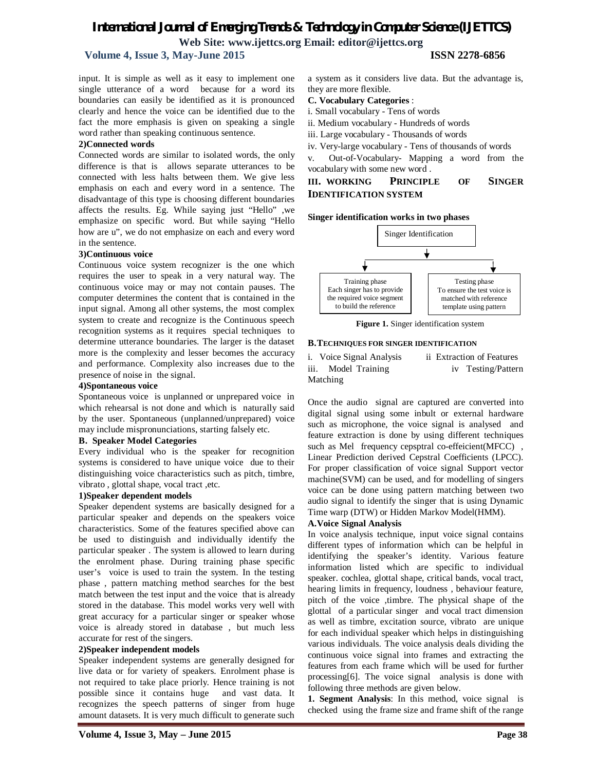input. It is simple as well as it easy to implement one single utterance of a word because for a word its boundaries can easily be identified as it is pronounced clearly and hence the voice can be identified due to the fact the more emphasis is given on speaking a single word rather than speaking continuous sentence.

**2)Connected words**

Connected words are similar to isolated words, the only difference is that is allows separate utterances to be connected with less halts between them. We give less emphasis on each and every word in a sentence. The disadvantage of this type is choosing different boundaries affects the results. Eg. While saying just "Hello" ,we emphasize on specific word. But while saying "Hello how are u", we do not emphasize on each and every word in the sentence.

**3)Continuous voice**

Continuous voice system recognizer is the one which requires the user to speak in a very natural way. The continuous voice may or may not contain pauses. The computer determines the content that is contained in the input signal. Among all other systems, the most complex system to create and recognize is the Continuous speech recognition systems as it requires special techniques to determine utterance boundaries. The larger is the dataset more is the complexity and lesser becomes the accuracy and performance. Complexity also increases due to the presence of noise in the signal.

**4)Spontaneous voice**

Spontaneous voice is unplanned or unprepared voice in which rehearsal is not done and which is naturally said by the user. Spontaneous (unplanned/unprepared) voice may include mispronunciations, starting falsely etc.

**B. Speaker Model Categories**

Every individual who is the speaker for recognition systems is considered to have unique voice due to their distinguishing voice characteristics such as pitch, timbre, vibrato , glottal shape, vocal tract ,etc.

**1)Speaker dependent models**

Speaker dependent systems are basically designed for a particular speaker and depends on the speakers voice characteristics. Some of the features specified above can be used to distinguish and individually identify the particular speaker . The system is allowed to learn during the enrolment phase. During training phase specific user's voice is used to train the system. In the testing phase , pattern matching method searches for the best match between the test input and the voice that is already stored in the database. This model works very well with great accuracy for a particular singer or speaker whose voice is already stored in database , but much less accurate for rest of the singers.

**2)Speaker independent models**

Speaker independent systems are generally designed for live data or for variety of speakers. Enrolment phase is not required to take place priorly. Hence training is not possible since it contains huge and vast data. It recognizes the speech patterns of singer from huge amount datasets. It is very much difficult to generate such a system as it considers live data. But the advantage is, they are more flexible.

**C. Vocabulary Categories** :

i. Small vocabulary - Tens of words

ii. Medium vocabulary - Hundreds of words

iii. Large vocabulary - Thousands of words

iv. Very-large vocabulary - Tens of thousands of words

v. Out-of-Vocabulary- Mapping a word from the vocabulary with some new word .

## III. WORKING PRINCIPLE OF SINGER IDENTIFICATION SYSTEM

**Singer identification works in two phases**

Singer Identification

Training phase
Each singer has to provide the required voice segment to build the reference

Testing phase
To ensure the test voice is matched with reference template using pattern

**Figure 1.** Singer identification system

**B.TECHNIQUES FOR SINGER IDENTIFICATION**

i. Voice Signal Analysis ii Extraction of Features
iii. Model Training iv Testing/Pattern Matching

Once the audio signal are captured are converted into digital signal using some inbult or external hardware such as microphone, the voice signal is analysed and feature extraction is done by using different techniques such as Mel frequency cepsptral co-effeicient(MFCC) , Linear Prediction derived Cepstral Coefficients (LPCC). For proper classification of voice signal Support vector machine(SVM) can be used, and for modelling of singers voice can be done using pattern matching between two audio signal to identify the singer that is using Dynamic Time warp (DTW) or Hidden Markov Model(HMM).

**A.Voice Signal Analysis**

In voice analysis technique, input voice signal contains different types of information which can be helpful in identifying the speaker's identity. Various feature information listed which are specific to individual speaker. cochlea, glottal shape, critical bands, vocal tract, hearing limits in frequency, loudness , behaviour feature, pitch of the voice ,timbre. The physical shape of the glottal of a particular singer and vocal tract dimension as well as timbre, excitation source, vibrato are unique for each individual speaker which helps in distinguishing various individuals. The voice analysis deals dividing the continuous voice signal into frames and extracting the features from each frame which will be used for further processing[6]. The voice signal analysis is done with following three methods are given below.

**1. Segment Analysis**: In this method, voice signal is checked using the frame size and frame shift of the range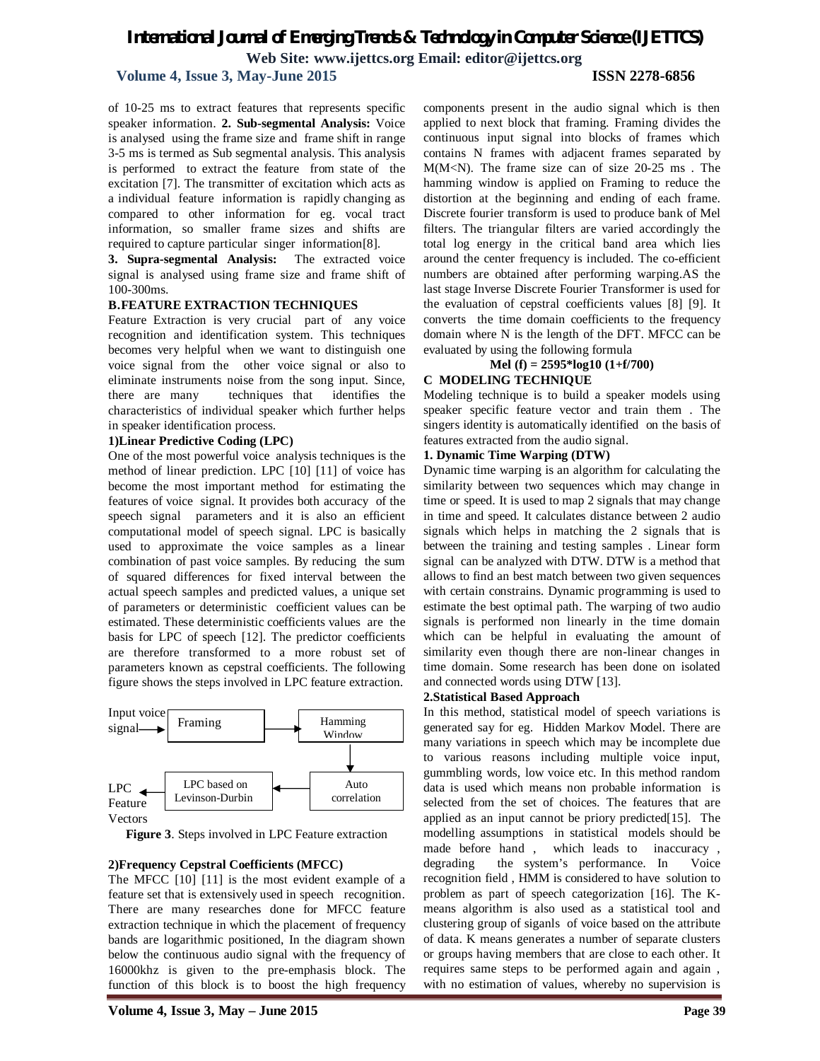of 10-25 ms to extract features that represents specific speaker information. **2. Sub-segmental Analysis:** Voice is analysed using the frame size and frame shift in range 3-5 ms is termed as Sub segmental analysis. This analysis is performed to extract the feature from state of the excitation [7]. The transmitter of excitation which acts as a individual feature information is rapidly changing as compared to other information for eg. vocal tract information, so smaller frame sizes and shifts are required to capture particular singer information[8].

**3. Supra-segmental Analysis:** The extracted voice signal is analysed using frame size and frame shift of 100-300ms.

### B.FEATURE EXTRACTION TECHNIQUES

Feature Extraction is very crucial part of any voice recognition and identification system. This techniques becomes very helpful when we want to distinguish one voice signal from the other voice signal or also to eliminate instruments noise from the song input. Since, there are many techniques that identifies the characteristics of individual speaker which further helps in speaker identification process.

#### 1)Linear Predictive Coding (LPC)

One of the most powerful voice analysis techniques is the method of linear prediction. LPC [10] [11] of voice has become the most important method for estimating the features of voice signal. It provides both accuracy of the speech signal parameters and it is also an efficient computational model of speech signal. LPC is basically used to approximate the voice samples as a linear combination of past voice samples. By reducing the sum of squared differences for fixed interval between the actual speech samples and predicted values, a unique set of parameters or deterministic coefficient values can be estimated. These deterministic coefficients values are the basis for LPC of speech [12]. The predictor coefficients are therefore transformed to a more robust set of parameters known as cepstral coefficients. The following figure shows the steps involved in LPC feature extraction.

Input voice signal → Framing → Hamming Window → Auto correlation → LPC based on Levinson-Durbin → LPC Feature Vectors

**Figure 3**. Steps involved in LPC Feature extraction

#### 2)Frequency Cepstral Coefficients (MFCC)

The MFCC [10] [11] is the most evident example of a feature set that is extensively used in speech recognition. There are many researches done for MFCC feature extraction technique in which the placement of frequency bands are logarithmic positioned, In the diagram shown below the continuous audio signal with the frequency of 16000khz is given to the pre-emphasis block. The function of this block is to boost the high frequency components present in the audio signal which is then applied to next block that framing. Framing divides the continuous input signal into blocks of frames which contains N frames with adjacent frames separated by M(M<N). The frame size can of size 20-25 ms . The hamming window is applied on Framing to reduce the distortion at the beginning and ending of each frame. Discrete fourier transform is used to produce bank of Mel filters. The triangular filters are varied accordingly the total log energy in the critical band area which lies around the center frequency is included. The co-efficient numbers are obtained after performing warping.AS the last stage Inverse Discrete Fourier Transformer is used for the evaluation of cepstral coefficients values [8] [9]. It converts the time domain coefficients to the frequency domain where N is the length of the DFT. MFCC can be evaluated by using the following formula

$$\text{Mel}(f) = 2595 * \log_{10}(1 + f/700)$$

### C MODELING TECHNIQUE

Modeling technique is to build a speaker models using speaker specific feature vector and train them . The singers identity is automatically identified on the basis of features extracted from the audio signal.

#### 1. Dynamic Time Warping (DTW)

Dynamic time warping is an algorithm for calculating the similarity between two sequences which may change in time or speed. It is used to map 2 signals that may change in time and speed. It calculates distance between 2 audio signals which helps in matching the 2 signals that is between the training and testing samples . Linear form signal can be analyzed with DTW. DTW is a method that allows to find an best match between two given sequences with certain constrains. Dynamic programming is used to estimate the best optimal path. The warping of two audio signals is performed non linearly in the time domain which can be helpful in evaluating the amount of similarity even though there are non-linear changes in time domain. Some research has been done on isolated and connected words using DTW [13].

#### 2.Statistical Based Approach

In this method, statistical model of speech variations is generated say for eg. Hidden Markov Model. There are many variations in speech which may be incomplete due to various reasons including multiple voice input, gummbling words, low voice etc. In this method random data is used which means non probable information is selected from the set of choices. The features that are applied as an input cannot be priory predicted[15]. The modelling assumptions in statistical models should be made before hand , which leads to inaccuracy , degrading the system's performance. In Voice recognition field , HMM is considered to have solution to problem as part of speech categorization [16]. The K-means algorithm is also used as a statistical tool and clustering group of siganls of voice based on the attribute of data. K means generates a number of separate clusters or groups having members that are close to each other. It requires same steps to be performed again and again , with no estimation of values, whereby no supervision is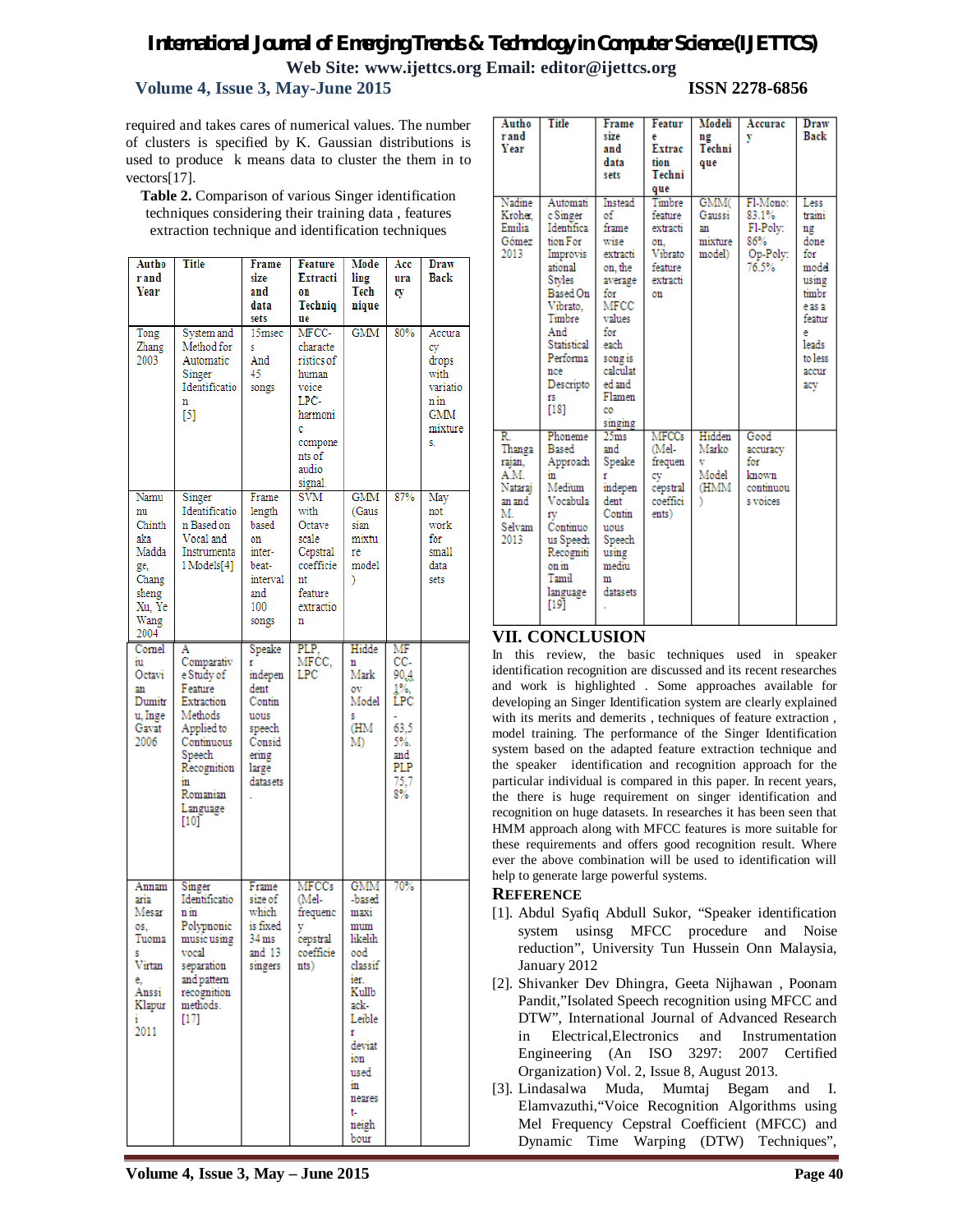required and takes cares of numerical values. The number of clusters is specified by K. Gaussian distributions is used to produce k means data to cluster the them in to vectors[17].

**Table 2.** Comparison of various Singer identification techniques considering their training data , features extraction technique and identification techniques

| Author and Year | Title | Frame size and data sets | Feature Extraction Technique | Modeling Technique | Accuracy | Draw Back |
|---|---|---|---|---|---|---|
| Tong Zhang 2003 | System and Method for Automatic Singer Identification [5] | 15msecs And 45 songs | MFCC-characteristics of human voice LPC-harmonic components of audio signal. | GMM | 80% | Accuracy drops with variation in GMM mixtures. |
| Namunu Chinthaka Maddage, Changsheng Xu, Ye Wang 2004 | Singer Identification Based on Vocal and Instrumental Models[4] | Frame length based on inter-beat-interval and 100 songs | SVM with Octave scale Cepstral coefficient feature extraction | GMM (Gaussian mixture model) | 87% | May not work for small data sets |
| Corneliu Octavian Dumitru, Inge Gavat 2006 | A Comparative Study of Feature Extraction Methods Applied to Continuous Speech Recognition in Romanian Language [10] | Speaker independent Continuous speech Considering large datasets. | PLP, MFCC, LPC | Hidden Markov Models (HMM) | MFCC-90,41%, LPC-63,55%. and PLP 75,78% | |
| Annamaria Mesaros, Tuomas Virtanen, Anssi Klapuri 2011 | Singer Identification in Polyphonic music using vocal separation and pattern recognition methods. [17] | Frame size of which is fixed 34 ms and 13 singers | MFCCs (Mel-frequency cepstral coefficients) | GMM-based maximum likelihood classifier. Kullback-Leibler deviation used in nearest-neighbour | 70% | |
| Nadine Kroher, Emilia Gómez 2013 | Automatic Singer Identification For Improvisational Styles Based On Vibrato, Timbre And Statistical Performance Descriptors [18] | Instead of frame wise extraction, the average for MFCC values for each song is calculated and Flamenco singing | Timbre feature extraction, Vibrato feature extraction | GMM( Gaussian mixture model) | Fl-Mono: 83.1% Fl-Poly: 86% Op-Poly: 76.5% | Less training done for model using timbre as a feature leads to less accuracy |
| R. Thangarajan, A.M. Natarajan and M. Selvam 2013 | Phoneme Based Approach in Medium Vocabulary Continuous Speech Recognition in Tamil language [19] | 25ms and Speaker independent Continuous Speech using medium datasets. | MFCCs (Mel-frequency cepstral coefficients) | Hidden Markov Model (HMM) | Good accuracy for known continuous voices | |

## VII. CONCLUSION

In this review, the basic techniques used in speaker identification recognition are discussed and its recent researches and work is highlighted . Some approaches available for developing an Singer Identification system are clearly explained with its merits and demerits , techniques of feature extraction , model training. The performance of the Singer Identification system based on the adapted feature extraction technique and the speaker identification and recognition approach for the particular individual is compared in this paper. In recent years, the there is huge requirement on singer identification and recognition on huge datasets. In researches it has been seen that HMM approach along with MFCC features is more suitable for these requirements and offers good recognition result. Where ever the above combination will be used to identification will help to generate large powerful systems.

## REFERENCE

[1]. Abdul Syafiq Abdull Sukor, "Speaker identification system usinsg MFCC procedure and Noise reduction", University Tun Hussein Onn Malaysia, January 2012

[2]. Shivanker Dev Dhingra, Geeta Nijhawan , Poonam Pandit,"Isolated Speech recognition using MFCC and DTW", International Journal of Advanced Research in Electrical,Electronics and Instrumentation Engineering (An ISO 3297: 2007 Certified Organization) Vol. 2, Issue 8, August 2013.

[3]. Lindasalwa Muda, Mumtaj Begam and I. Elamvazuthi,"Voice Recognition Algorithms using Mel Frequency Cepstral Coefficient (MFCC) and Dynamic Time Warping (DTW) Techniques",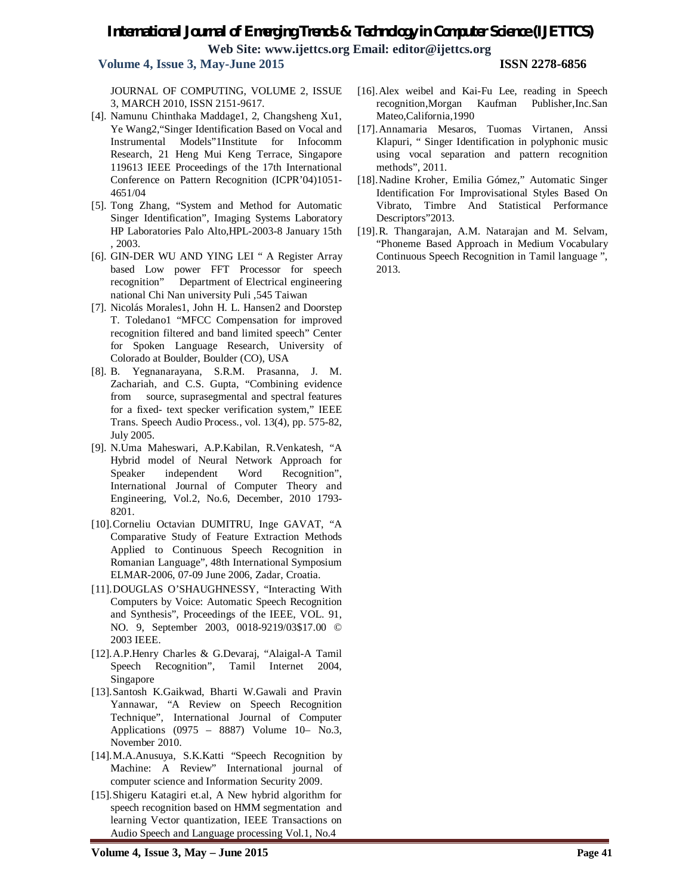JOURNAL OF COMPUTING, VOLUME 2, ISSUE 3, MARCH 2010, ISSN 2151-9617.

[4]. Namunu Chinthaka Maddage1, 2, Changsheng Xu1, Ye Wang2,"Singer Identification Based on Vocal and Instrumental Models"1Institute for Infocomm Research, 21 Heng Mui Keng Terrace, Singapore 119613 IEEE Proceedings of the 17th International Conference on Pattern Recognition (ICPR'04)1051-4651/04

[5]. Tong Zhang, "System and Method for Automatic Singer Identification", Imaging Systems Laboratory HP Laboratories Palo Alto,HPL-2003-8 January 15th , 2003.

[6]. GIN-DER WU AND YING LEI " A Register Array based Low power FFT Processor for speech recognition" Department of Electrical engineering national Chi Nan university Puli ,545 Taiwan

[7]. Nicolás Morales1, John H. L. Hansen2 and Doorstep T. Toledano1 "MFCC Compensation for improved recognition filtered and band limited speech" Center for Spoken Language Research, University of Colorado at Boulder, Boulder (CO), USA

[8]. B. Yegnanarayana, S.R.M. Prasanna, J. M. Zachariah, and C.S. Gupta, "Combining evidence from source, suprasegmental and spectral features for a fixed- text specker verification system," IEEE Trans. Speech Audio Process., vol. 13(4), pp. 575-82, July 2005.

[9]. N.Uma Maheswari, A.P.Kabilan, R.Venkatesh, "A Hybrid model of Neural Network Approach for Speaker independent Word Recognition", International Journal of Computer Theory and Engineering, Vol.2, No.6, December, 2010 1793-8201.

[10]. Corneliu Octavian DUMITRU, Inge GAVAT, "A Comparative Study of Feature Extraction Methods Applied to Continuous Speech Recognition in Romanian Language", 48th International Symposium ELMAR-2006, 07-09 June 2006, Zadar, Croatia.

[11]. DOUGLAS O'SHAUGHNESSY, "Interacting With Computers by Voice: Automatic Speech Recognition and Synthesis", Proceedings of the IEEE, VOL. 91, NO. 9, September 2003, 0018-9219/03$17.00 © 2003 IEEE.

[12]. A.P.Henry Charles & G.Devaraj, "Alaigal-A Tamil Speech Recognition", Tamil Internet 2004, Singapore

[13]. Santosh K.Gaikwad, Bharti W.Gawali and Pravin Yannawar, "A Review on Speech Recognition Technique", International Journal of Computer Applications (0975 – 8887) Volume 10– No.3, November 2010.

[14]. M.A.Anusuya, S.K.Katti "Speech Recognition by Machine: A Review" International journal of computer science and Information Security 2009.

[15]. Shigeru Katagiri et.al, A New hybrid algorithm for speech recognition based on HMM segmentation and learning Vector quantization, IEEE Transactions on Audio Speech and Language processing Vol.1, No.4

[16]. Alex weibel and Kai-Fu Lee, reading in Speech recognition,Morgan Kaufman Publisher,Inc.San Mateo,California,1990

[17]. Annamaria Mesaros, Tuomas Virtanen, Anssi Klapuri, " Singer Identification in polyphonic music using vocal separation and pattern recognition methods", 2011.

[18]. Nadine Kroher, Emilia Gómez," Automatic Singer Identification For Improvisational Styles Based On Vibrato, Timbre And Statistical Performance Descriptors"2013.

[19]. R. Thangarajan, A.M. Natarajan and M. Selvam, "Phoneme Based Approach in Medium Vocabulary Continuous Speech Recognition in Tamil language ", 2013.